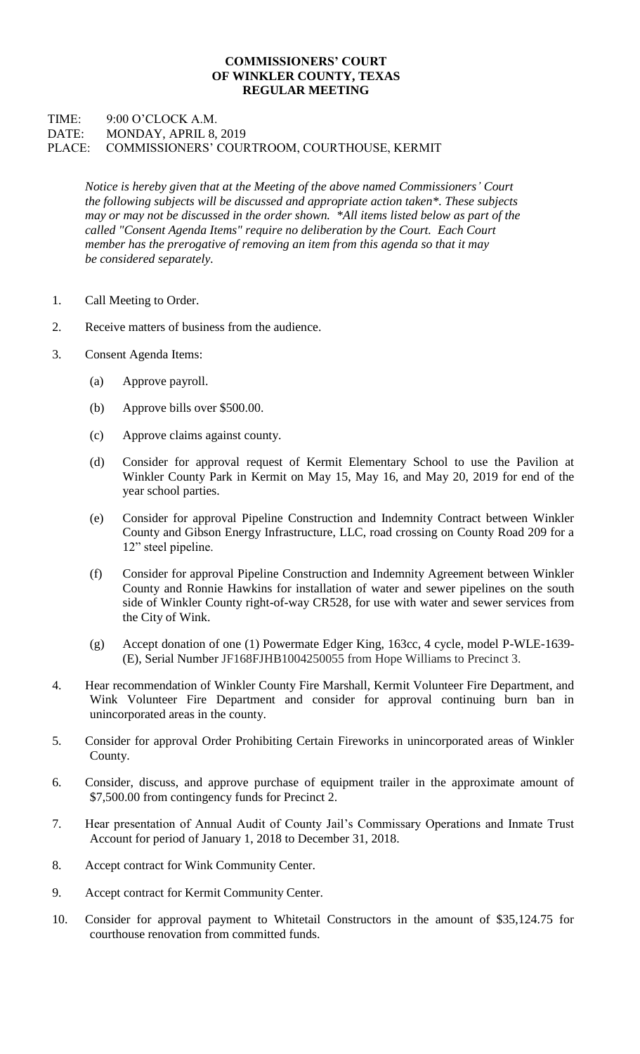**COMMISSIONERS' COURT**
**OF WINKLER COUNTY, TEXAS**
**REGULAR MEETING**

TIME: 9:00 O'CLOCK A.M.
DATE: MONDAY, APRIL 8, 2019
PLACE: COMMISSIONERS' COURTROOM, COURTHOUSE, KERMIT

*Notice is hereby given that at the Meeting of the above named Commissioners' Court the following subjects will be discussed and appropriate action taken*. These subjects may or may not be discussed in the order shown. *All items listed below as part of the called "Consent Agenda Items" require no deliberation by the Court. Each Court member has the prerogative of removing an item from this agenda so that it may be considered separately.*

1. Call Meeting to Order.

2. Receive matters of business from the audience.

3. Consent Agenda Items:

   (a) Approve payroll.

   (b) Approve bills over $500.00.

   (c) Approve claims against county.

   (d) Consider for approval request of Kermit Elementary School to use the Pavilion at Winkler County Park in Kermit on May 15, May 16, and May 20, 2019 for end of the year school parties.

   (e) Consider for approval Pipeline Construction and Indemnity Contract between Winkler County and Gibson Energy Infrastructure, LLC, road crossing on County Road 209 for a 12" steel pipeline.

   (f) Consider for approval Pipeline Construction and Indemnity Agreement between Winkler County and Ronnie Hawkins for installation of water and sewer pipelines on the south side of Winkler County right-of-way CR528, for use with water and sewer services from the City of Wink.

   (g) Accept donation of one (1) Powermate Edger King, 163cc, 4 cycle, model P-WLE-1639-(E), Serial Number JF168FJHB1004250055 from Hope Williams to Precinct 3.

4. Hear recommendation of Winkler County Fire Marshall, Kermit Volunteer Fire Department, and Wink Volunteer Fire Department and consider for approval continuing burn ban in unincorporated areas in the county.

5. Consider for approval Order Prohibiting Certain Fireworks in unincorporated areas of Winkler County.

6. Consider, discuss, and approve purchase of equipment trailer in the approximate amount of $7,500.00 from contingency funds for Precinct 2.

7. Hear presentation of Annual Audit of County Jail's Commissary Operations and Inmate Trust Account for period of January 1, 2018 to December 31, 2018.

8. Accept contract for Wink Community Center.

9. Accept contract for Kermit Community Center.

10. Consider for approval payment to Whitetail Constructors in the amount of $35,124.75 for courthouse renovation from committed funds.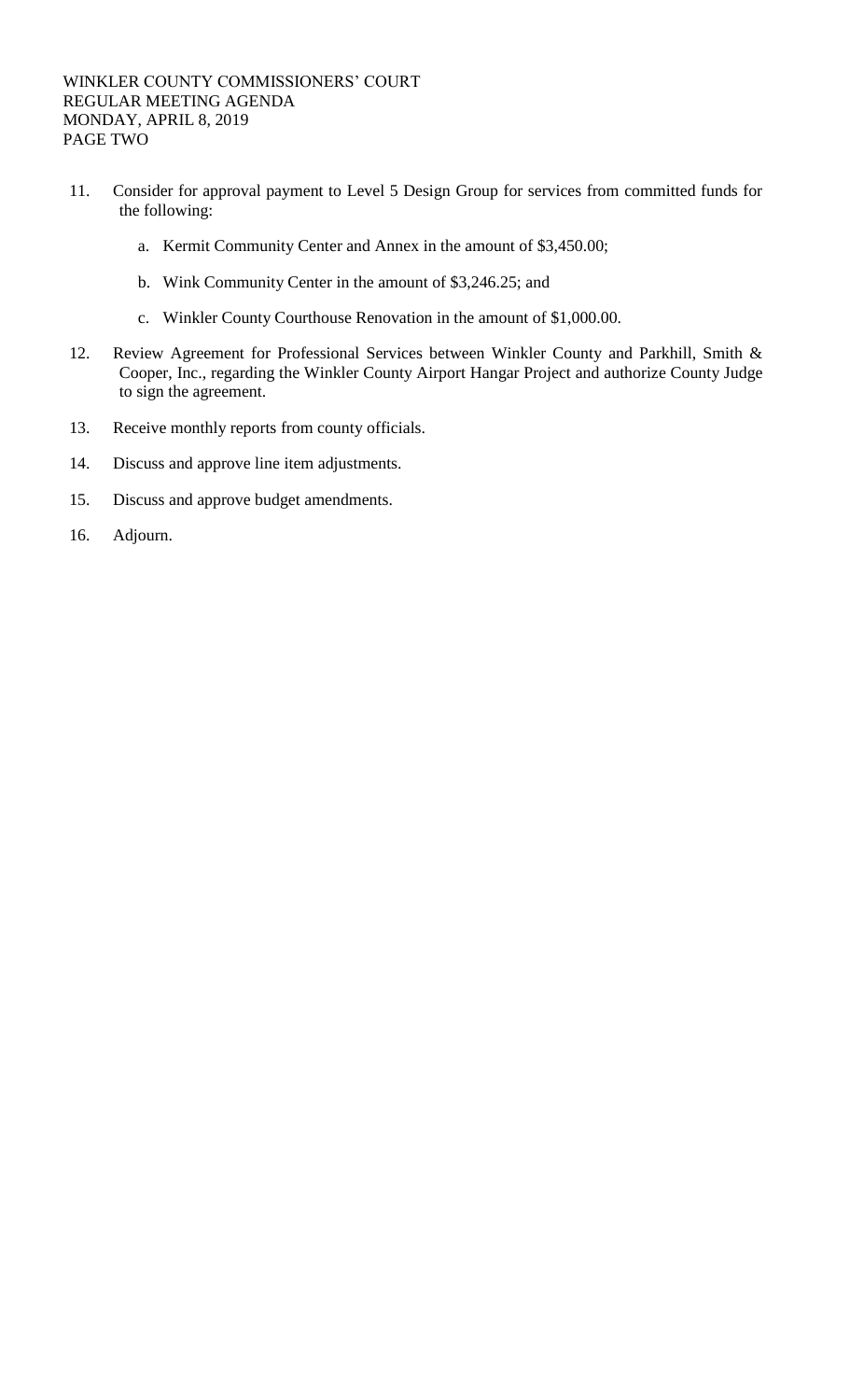11. Consider for approval payment to Level 5 Design Group for services from committed funds for the following:

    a. Kermit Community Center and Annex in the amount of $3,450.00;

    b. Wink Community Center in the amount of $3,246.25; and

    c. Winkler County Courthouse Renovation in the amount of $1,000.00.

12. Review Agreement for Professional Services between Winkler County and Parkhill, Smith & Cooper, Inc., regarding the Winkler County Airport Hangar Project and authorize County Judge to sign the agreement.

13. Receive monthly reports from county officials.

14. Discuss and approve line item adjustments.

15. Discuss and approve budget amendments.

16. Adjourn.